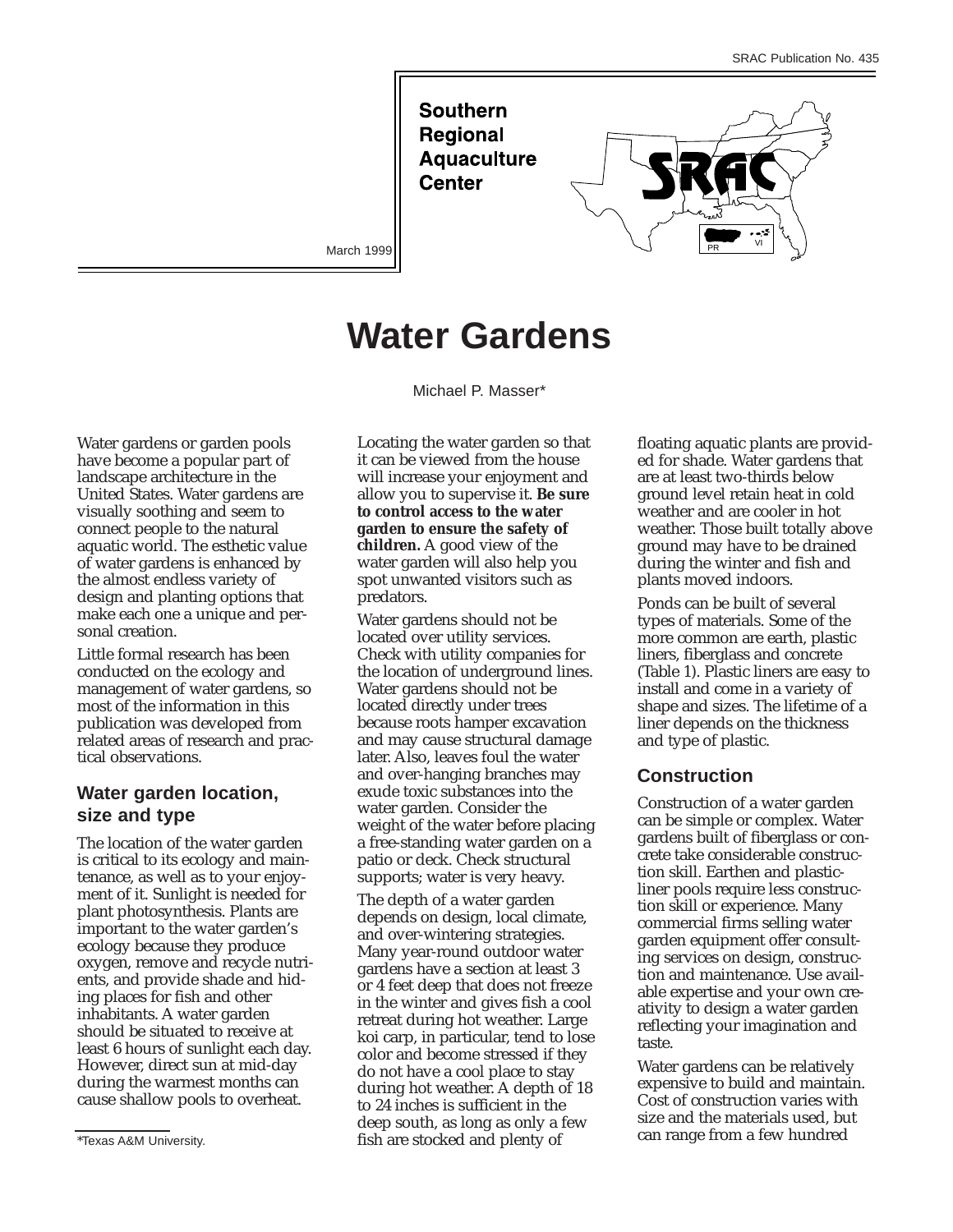SRAC Publication No. 435

Southern Regional Aquaculture Center

March 1999

# Water Gardens

Michael P. Masser*

Water gardens or garden pools have become a popular part of landscape architecture in the United States. Water gardens are visually soothing and seem to connect people to the natural aquatic world. The esthetic value of water gardens is enhanced by the almost endless variety of design and planting options that make each one a unique and personal creation.

Little formal research has been conducted on the ecology and management of water gardens, so most of the information in this publication was developed from related areas of research and practical observations.

## Water garden location, size and type

The location of the water garden is critical to its ecology and maintenance, as well as to your enjoyment of it. Sunlight is needed for plant photosynthesis. Plants are important to the water garden's ecology because they produce oxygen, remove and recycle nutrients, and provide shade and hiding places for fish and other inhabitants. A water garden should be situated to receive at least 6 hours of sunlight each day. However, direct sun at mid-day during the warmest months can cause shallow pools to overheat.

Locating the water garden so that it can be viewed from the house will increase your enjoyment and allow you to supervise it. **Be sure to control access to the water garden to ensure the safety of children.** A good view of the water garden will also help you spot unwanted visitors such as predators.

Water gardens should not be located over utility services. Check with utility companies for the location of underground lines. Water gardens should not be located directly under trees because roots hamper excavation and may cause structural damage later. Also, leaves foul the water and over-hanging branches may exude toxic substances into the water garden. Consider the weight of the water before placing a free-standing water garden on a patio or deck. Check structural supports; water is very heavy.

The depth of a water garden depends on design, local climate, and over-wintering strategies. Many year-round outdoor water gardens have a section at least 3 or 4 feet deep that does not freeze in the winter and gives fish a cool retreat during hot weather. Large koi carp, in particular, tend to lose color and become stressed if they do not have a cool place to stay during hot weather. A depth of 18 to 24 inches is sufficient in the deep south, as long as only a few fish are stocked and plenty of floating aquatic plants are provided for shade. Water gardens that are at least two-thirds below ground level retain heat in cold weather and are cooler in hot weather. Those built totally above ground may have to be drained during the winter and fish and plants moved indoors.

Ponds can be built of several types of materials. Some of the more common are earth, plastic liners, fiberglass and concrete (Table 1). Plastic liners are easy to install and come in a variety of shape and sizes. The lifetime of a liner depends on the thickness and type of plastic.

## Construction

Construction of a water garden can be simple or complex. Water gardens built of fiberglass or concrete take considerable construction skill. Earthen and plastic-liner pools require less construction skill or experience. Many commercial firms selling water garden equipment offer consulting services on design, construction and maintenance. Use available expertise and your own creativity to design a water garden reflecting your imagination and taste.

Water gardens can be relatively expensive to build and maintain. Cost of construction varies with size and the materials used, but can range from a few hundred

*Texas A&M University.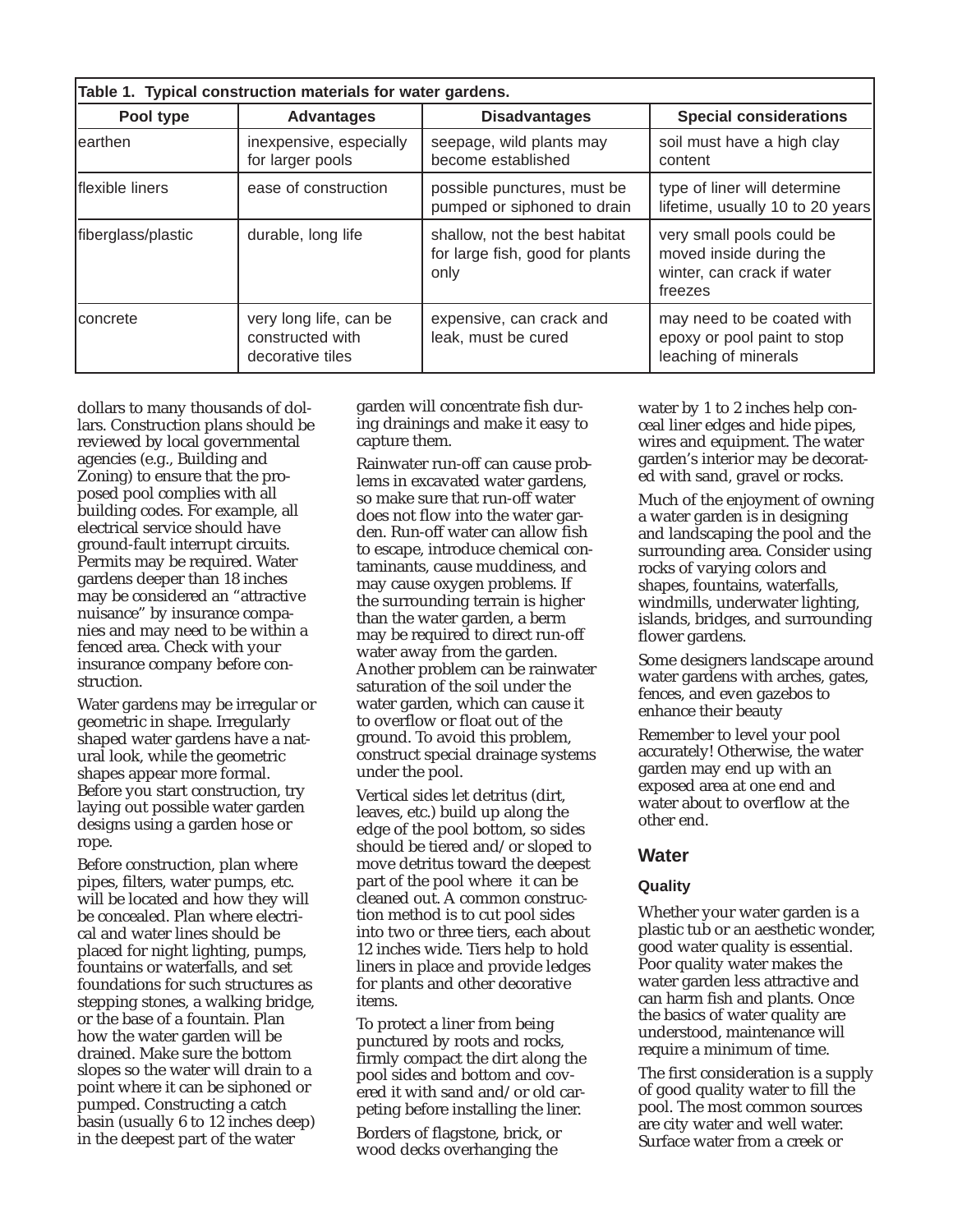Table 1. Typical construction materials for water gardens.

| Pool type | Advantages | Disadvantages | Special considerations |
|---|---|---|---|
| earthen | inexpensive, especially for larger pools | seepage, wild plants may become established | soil must have a high clay content |
| flexible liners | ease of construction | possible punctures, must be pumped or siphoned to drain | type of liner will determine lifetime, usually 10 to 20 years |
| fiberglass/plastic | durable, long life | shallow, not the best habitat for large fish, good for plants only | very small pools could be moved inside during the winter, can crack if water freezes |
| concrete | very long life, can be constructed with decorative tiles | expensive, can crack and leak, must be cured | may need to be coated with epoxy or pool paint to stop leaching of minerals |

dollars to many thousands of dollars. Construction plans should be reviewed by local governmental agencies (e.g., Building and Zoning) to ensure that the proposed pool complies with all building codes. For example, all electrical service should have ground-fault interrupt circuits. Permits may be required. Water gardens deeper than 18 inches may be considered an "attractive nuisance" by insurance companies and may need to be within a fenced area. Check with your insurance company before construction.

Water gardens may be irregular or geometric in shape. Irregularly shaped water gardens have a natural look, while the geometric shapes appear more formal. Before you start construction, try laying out possible water garden designs using a garden hose or rope.

Before construction, plan where pipes, filters, water pumps, etc. will be located and how they will be concealed. Plan where electrical and water lines should be placed for night lighting, pumps, fountains or waterfalls, and set foundations for such structures as stepping stones, a walking bridge, or the base of a fountain. Plan how the water garden will be drained. Make sure the bottom slopes so the water will drain to a point where it can be siphoned or pumped. Constructing a catch basin (usually 6 to 12 inches deep) in the deepest part of the water garden will concentrate fish during drainings and make it easy to capture them.

Rainwater run-off can cause problems in excavated water gardens, so make sure that run-off water does not flow into the water garden. Run-off water can allow fish to escape, introduce chemical contaminants, cause muddiness, and may cause oxygen problems. If the surrounding terrain is higher than the water garden, a berm may be required to direct run-off water away from the garden. Another problem can be rainwater saturation of the soil under the water garden, which can cause it to overflow or float out of the ground. To avoid this problem, construct special drainage systems under the pool.

Vertical sides let detritus (dirt, leaves, etc.) build up along the edge of the pool bottom, so sides should be tiered and/or sloped to move detritus toward the deepest part of the pool where it can be cleaned out. A common construction method is to cut pool sides into two or three tiers, each about 12 inches wide. Tiers help to hold liners in place and provide ledges for plants and other decorative items.

To protect a liner from being punctured by roots and rocks, firmly compact the dirt along the pool sides and bottom and covered it with sand and/or old carpeting before installing the liner.

Borders of flagstone, brick, or wood decks overhanging the water by 1 to 2 inches help conceal liner edges and hide pipes, wires and equipment. The water garden's interior may be decorated with sand, gravel or rocks.

Much of the enjoyment of owning a water garden is in designing and landscaping the pool and the surrounding area. Consider using rocks of varying colors and shapes, fountains, waterfalls, windmills, underwater lighting, islands, bridges, and surrounding flower gardens.

Some designers landscape around water gardens with arches, gates, fences, and even gazebos to enhance their beauty

Remember to level your pool accurately! Otherwise, the water garden may end up with an exposed area at one end and water about to overflow at the other end.

## Water

### Quality

Whether your water garden is a plastic tub or an aesthetic wonder, good water quality is essential. Poor quality water makes the water garden less attractive and can harm fish and plants. Once the basics of water quality are understood, maintenance will require a minimum of time.

The first consideration is a supply of good quality water to fill the pool. The most common sources are city water and well water. Surface water from a creek or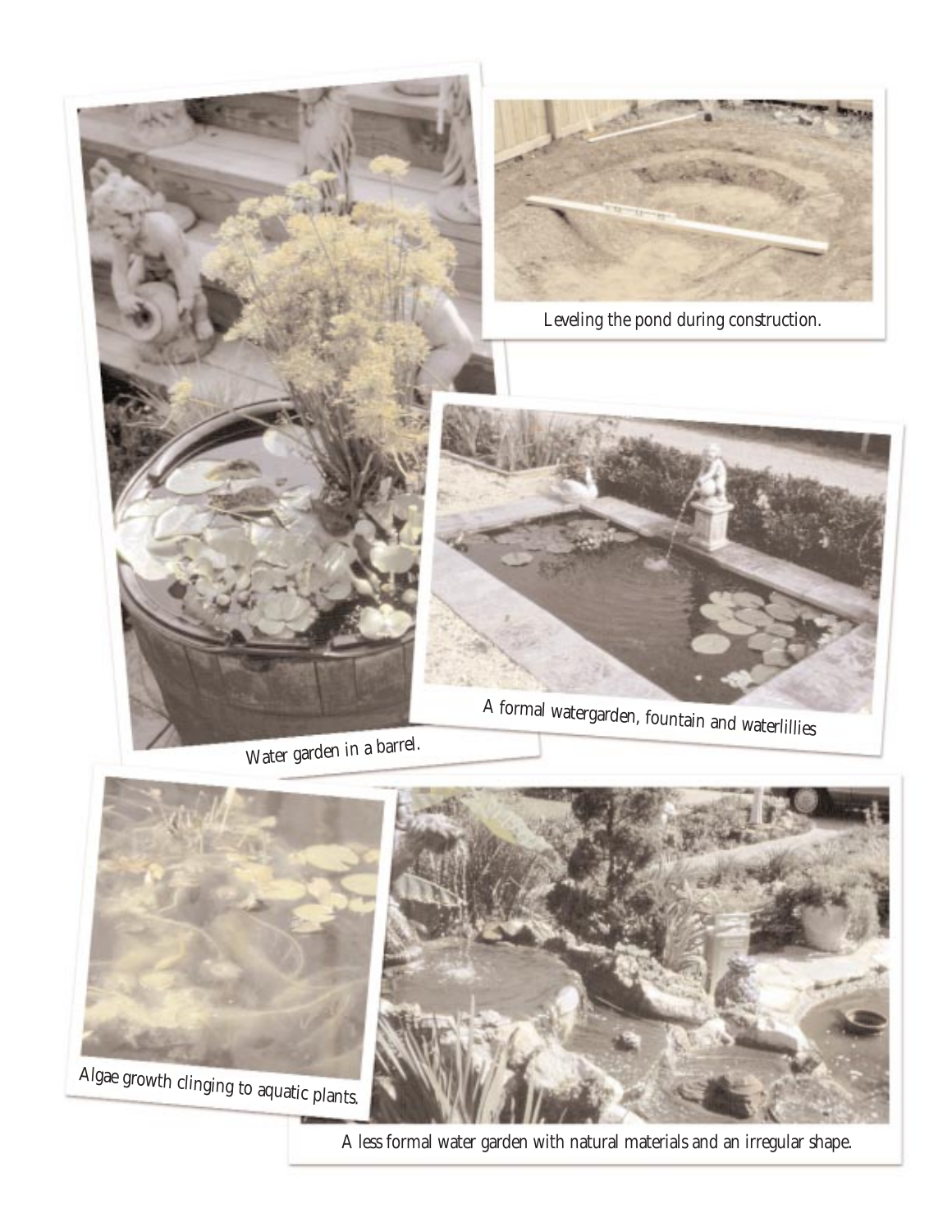Leveling the pond during construction.

A formal watergarden, fountain and waterlillies

Water garden in a barrel.

Algae growth clinging to aquatic plants.

A less formal water garden with natural materials and an irregular shape.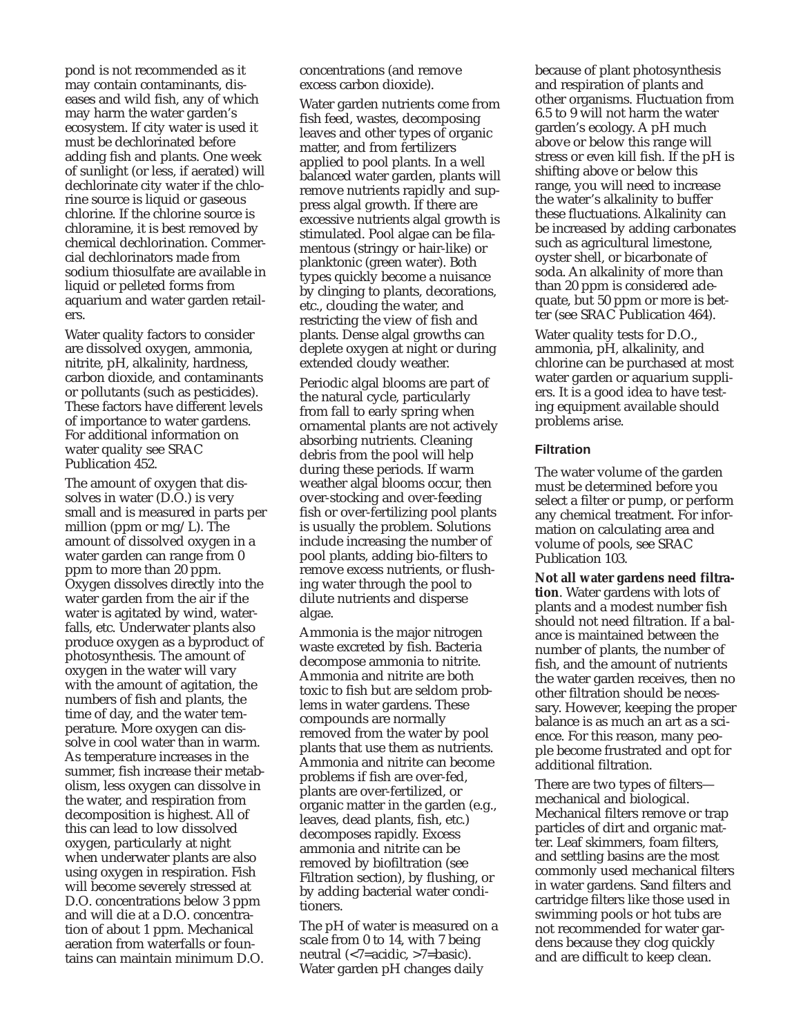pond is not recommended as it may contain contaminants, diseases and wild fish, any of which may harm the water garden's ecosystem. If city water is used it must be dechlorinated before adding fish and plants. One week of sunlight (or less, if aerated) will dechlorinate city water if the chlorine source is liquid or gaseous chlorine. If the chlorine source is chloramine, it is best removed by chemical dechlorination. Commercial dechlorinators made from sodium thiosulfate are available in liquid or pelleted forms from aquarium and water garden retailers.

Water quality factors to consider are dissolved oxygen, ammonia, nitrite, pH, alkalinity, hardness, carbon dioxide, and contaminants or pollutants (such as pesticides). These factors have different levels of importance to water gardens. For additional information on water quality see SRAC Publication 452.

The amount of oxygen that dissolves in water (D.O.) is very small and is measured in parts per million (ppm or mg/L). The amount of dissolved oxygen in a water garden can range from 0 ppm to more than 20 ppm. Oxygen dissolves directly into the water garden from the air if the water is agitated by wind, waterfalls, etc. Underwater plants also produce oxygen as a byproduct of photosynthesis. The amount of oxygen in the water will vary with the amount of agitation, the numbers of fish and plants, the time of day, and the water temperature. More oxygen can dissolve in cool water than in warm. As temperature increases in the summer, fish increase their metabolism, less oxygen can dissolve in the water, and respiration from decomposition is highest. All of this can lead to low dissolved oxygen, particularly at night when underwater plants are also using oxygen in respiration. Fish will become severely stressed at D.O. concentrations below 3 ppm and will die at a D.O. concentration of about 1 ppm. Mechanical aeration from waterfalls or fountains can maintain minimum D.O. concentrations (and remove excess carbon dioxide).

Water garden nutrients come from fish feed, wastes, decomposing leaves and other types of organic matter, and from fertilizers applied to pool plants. In a well balanced water garden, plants will remove nutrients rapidly and suppress algal growth. If there are excessive nutrients algal growth is stimulated. Pool algae can be filamentous (stringy or hair-like) or planktonic (green water). Both types quickly become a nuisance by clinging to plants, decorations, etc., clouding the water, and restricting the view of fish and plants. Dense algal growths can deplete oxygen at night or during extended cloudy weather.

Periodic algal blooms are part of the natural cycle, particularly from fall to early spring when ornamental plants are not actively absorbing nutrients. Cleaning debris from the pool will help during these periods. If warm weather algal blooms occur, then over-stocking and over-feeding fish or over-fertilizing pool plants is usually the problem. Solutions include increasing the number of pool plants, adding bio-filters to remove excess nutrients, or flushing water through the pool to dilute nutrients and disperse algae.

Ammonia is the major nitrogen waste excreted by fish. Bacteria decompose ammonia to nitrite. Ammonia and nitrite are both toxic to fish but are seldom problems in water gardens. These compounds are normally removed from the water by pool plants that use them as nutrients. Ammonia and nitrite can become problems if fish are over-fed, plants are over-fertilized, or organic matter in the garden (e.g., leaves, dead plants, fish, etc.) decomposes rapidly. Excess ammonia and nitrite can be removed by biofiltration (see Filtration section), by flushing, or by adding bacterial water conditioners.

The pH of water is measured on a scale from 0 to 14, with 7 being neutral (<7=acidic, >7=basic). Water garden pH changes daily because of plant photosynthesis and respiration of plants and other organisms. Fluctuation from 6.5 to 9 will not harm the water garden's ecology. A pH much above or below this range will stress or even kill fish. If the pH is shifting above or below this range, you will need to increase the water's alkalinity to buffer these fluctuations. Alkalinity can be increased by adding carbonates such as agricultural limestone, oyster shell, or bicarbonate of soda. An alkalinity of more than than 20 ppm is considered adequate, but 50 ppm or more is better (see SRAC Publication 464).

Water quality tests for D.O., ammonia, pH, alkalinity, and chlorine can be purchased at most water garden or aquarium suppliers. It is a good idea to have testing equipment available should problems arise.

### Filtration

The water volume of the garden must be determined before you select a filter or pump, or perform any chemical treatment. For information on calculating area and volume of pools, see SRAC Publication 103.

**Not all water gardens need filtration**. Water gardens with lots of plants and a modest number fish should not need filtration. If a balance is maintained between the number of plants, the number of fish, and the amount of nutrients the water garden receives, then no other filtration should be necessary. However, keeping the proper balance is as much an art as a science. For this reason, many people become frustrated and opt for additional filtration.

There are two types of filters—mechanical and biological. Mechanical filters remove or trap particles of dirt and organic matter. Leaf skimmers, foam filters, and settling basins are the most commonly used mechanical filters in water gardens. Sand filters and cartridge filters like those used in swimming pools or hot tubs are not recommended for water gardens because they clog quickly and are difficult to keep clean.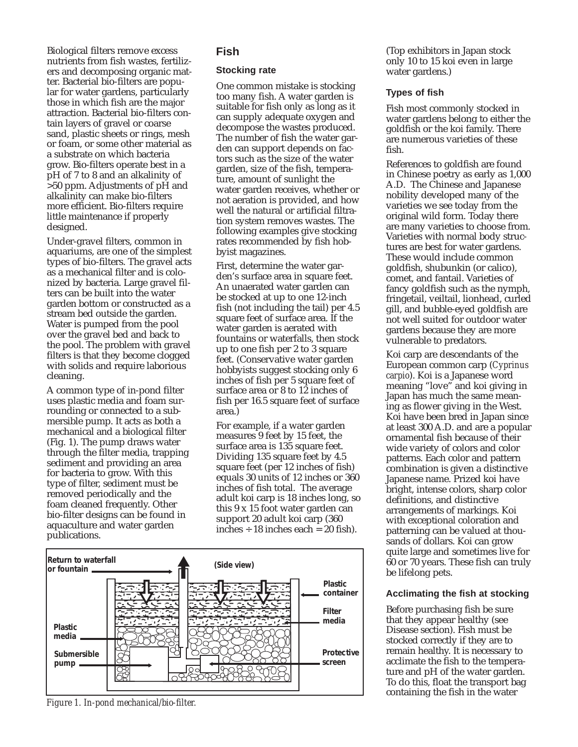Biological filters remove excess nutrients from fish wastes, fertilizers and decomposing organic matter. Bacterial bio-filters are popular for water gardens, particularly those in which fish are the major attraction. Bacterial bio-filters contain layers of gravel or coarse sand, plastic sheets or rings, mesh or foam, or some other material as a substrate on which bacteria grow. Bio-filters operate best in a pH of 7 to 8 and an alkalinity of >50 ppm. Adjustments of pH and alkalinity can make bio-filters more efficient. Bio-filters require little maintenance if properly designed.

Under-gravel filters, common in aquariums, are one of the simplest types of bio-filters. The gravel acts as a mechanical filter and is colonized by bacteria. Large gravel filters can be built into the water garden bottom or constructed as a stream bed outside the garden. Water is pumped from the pool over the gravel bed and back to the pool. The problem with gravel filters is that they become clogged with solids and require laborious cleaning.

A common type of in-pond filter uses plastic media and foam surrounding or connected to a submersible pump. It acts as both a mechanical and a biological filter (Fig. 1). The pump draws water through the filter media, trapping sediment and providing an area for bacteria to grow. With this type of filter, sediment must be removed periodically and the foam cleaned frequently. Other bio-filter designs can be found in aquaculture and water garden publications.

Figure 1. In-pond mechanical/bio-filter.

## Fish

### Stocking rate

One common mistake is stocking too many fish. A water garden is suitable for fish only as long as it can supply adequate oxygen and decompose the wastes produced. The number of fish the water garden can support depends on factors such as the size of the water garden, size of the fish, temperature, amount of sunlight the water garden receives, whether or not aeration is provided, and how well the natural or artificial filtration system removes wastes. The following examples give stocking rates recommended by fish hobbyist magazines.

First, determine the water garden's surface area in square feet. An unaerated water garden can be stocked at up to one 12-inch fish (not including the tail) per 4.5 square feet of surface area. If the water garden is aerated with fountains or waterfalls, then stock up to one fish per 2 to 3 square feet. (Conservative water garden hobbyists suggest stocking only 6 inches of fish per 5 square feet of surface area or 8 to 12 inches of fish per 16.5 square feet of surface area.)

For example, if a water garden measures 9 feet by 15 feet, the surface area is 135 square feet. Dividing 135 square feet by 4.5 square feet (per 12 inches of fish) equals 30 units of 12 inches or 360 inches of fish total. The average adult koi carp is 18 inches long, so this 9 x 15 foot water garden can support 20 adult koi carp (360 inches ÷ 18 inches each = 20 fish). (Top exhibitors in Japan stock only 10 to 15 koi even in large water gardens.)

### Types of fish

Fish most commonly stocked in water gardens belong to either the goldfish or the koi family. There are numerous varieties of these fish.

References to goldfish are found in Chinese poetry as early as 1,000 A.D. The Chinese and Japanese nobility developed many of the varieties we see today from the original wild form. Today there are many varieties to choose from. Varieties with normal body structures are best for water gardens. These would include common goldfish, shubunkin (or calico), comet, and fantail. Varieties of fancy goldfish such as the nymph, fringetail, veiltail, lionhead, curled gill, and bubble-eyed goldfish are not well suited for outdoor water gardens because they are more vulnerable to predators.

Koi carp are descendants of the European common carp (*Cyprinus carpio*). Koi is a Japanese word meaning "love" and koi giving in Japan has much the same meaning as flower giving in the West. Koi have been bred in Japan since at least 300 A.D. and are a popular ornamental fish because of their wide variety of colors and color patterns. Each color and pattern combination is given a distinctive Japanese name. Prized koi have bright, intense colors, sharp color definitions, and distinctive arrangements of markings. Koi with exceptional coloration and patterning can be valued at thousands of dollars. Koi can grow quite large and sometimes live for 60 or 70 years. These fish can truly be lifelong pets.

### Acclimating the fish at stocking

Before purchasing fish be sure that they appear healthy (see Disease section). Fish must be stocked correctly if they are to remain healthy. It is necessary to acclimate the fish to the temperature and pH of the water garden. To do this, float the transport bag containing the fish in the water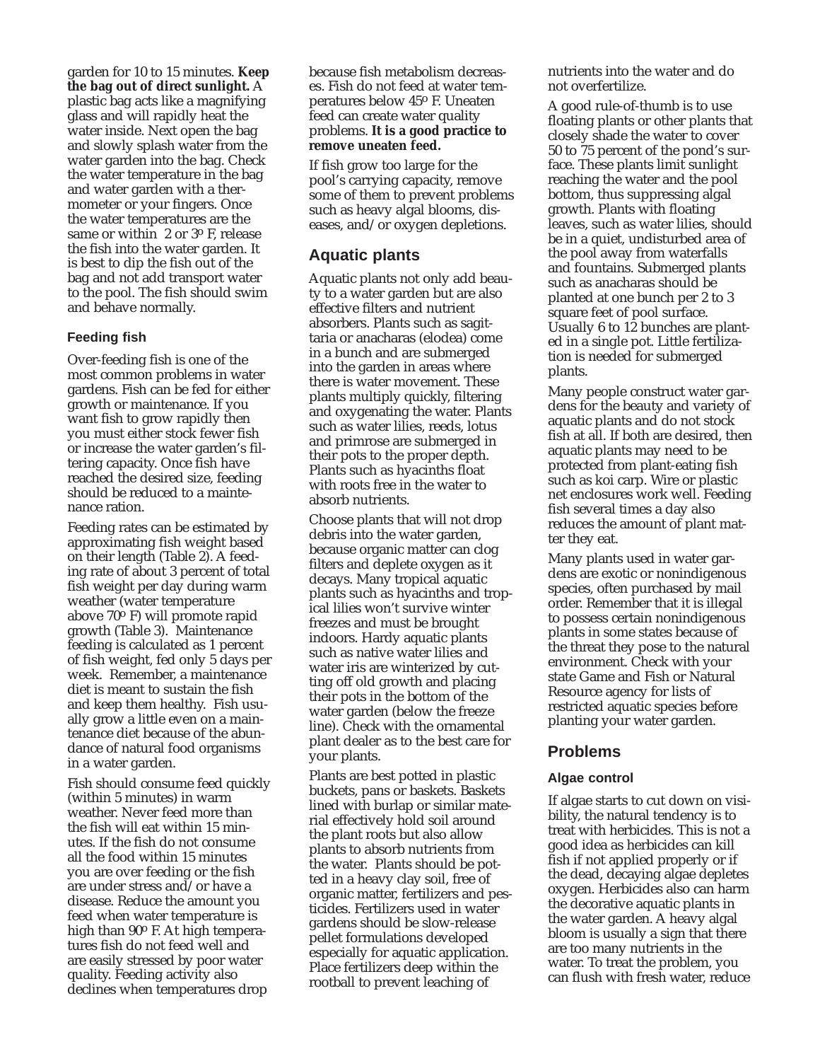garden for 10 to 15 minutes. **Keep the bag out of direct sunlight.** A plastic bag acts like a magnifying glass and will rapidly heat the water inside. Next open the bag and slowly splash water from the water garden into the bag. Check the water temperature in the bag and water garden with a thermometer or your fingers. Once the water temperatures are the same or within 2 or 3º F, release the fish into the water garden. It is best to dip the fish out of the bag and not add transport water to the pool. The fish should swim and behave normally.

### Feeding fish

Over-feeding fish is one of the most common problems in water gardens. Fish can be fed for either growth or maintenance. If you want fish to grow rapidly then you must either stock fewer fish or increase the water garden's filtering capacity. Once fish have reached the desired size, feeding should be reduced to a maintenance ration.

Feeding rates can be estimated by approximating fish weight based on their length (Table 2). A feeding rate of about 3 percent of total fish weight per day during warm weather (water temperature above 70º F) will promote rapid growth (Table 3). Maintenance feeding is calculated as 1 percent of fish weight, fed only 5 days per week. Remember, a maintenance diet is meant to sustain the fish and keep them healthy. Fish usually grow a little even on a maintenance diet because of the abundance of natural food organisms in a water garden.

Fish should consume feed quickly (within 5 minutes) in warm weather. Never feed more than the fish will eat within 15 minutes. If the fish do not consume all the food within 15 minutes you are over feeding or the fish are under stress and/or have a disease. Reduce the amount you feed when water temperature is high than 90º F. At high temperatures fish do not feed well and are easily stressed by poor water quality. Feeding activity also declines when temperatures drop because fish metabolism decreases. Fish do not feed at water temperatures below 45º F. Uneaten feed can create water quality problems. **It is a good practice to remove uneaten feed.**

If fish grow too large for the pool's carrying capacity, remove some of them to prevent problems such as heavy algal blooms, diseases, and/or oxygen depletions.

## Aquatic plants

Aquatic plants not only add beauty to a water garden but are also effective filters and nutrient absorbers. Plants such as sagittaria or anacharas (elodea) come in a bunch and are submerged into the garden in areas where there is water movement. These plants multiply quickly, filtering and oxygenating the water. Plants such as water lilies, reeds, lotus and primrose are submerged in their pots to the proper depth. Plants such as hyacinths float with roots free in the water to absorb nutrients.

Choose plants that will not drop debris into the water garden, because organic matter can clog filters and deplete oxygen as it decays. Many tropical aquatic plants such as hyacinths and tropical lilies won't survive winter freezes and must be brought indoors. Hardy aquatic plants such as native water lilies and water iris are winterized by cutting off old growth and placing their pots in the bottom of the water garden (below the freeze line). Check with the ornamental plant dealer as to the best care for your plants.

Plants are best potted in plastic buckets, pans or baskets. Baskets lined with burlap or similar material effectively hold soil around the plant roots but also allow plants to absorb nutrients from the water. Plants should be potted in a heavy clay soil, free of organic matter, fertilizers and pesticides. Fertilizers used in water gardens should be slow-release pellet formulations developed especially for aquatic application. Place fertilizers deep within the rootball to prevent leaching of nutrients into the water and do not overfertilize.

A good rule-of-thumb is to use floating plants or other plants that closely shade the water to cover 50 to 75 percent of the pond's surface. These plants limit sunlight reaching the water and the pool bottom, thus suppressing algal growth. Plants with floating leaves, such as water lilies, should be in a quiet, undisturbed area of the pool away from waterfalls and fountains. Submerged plants such as anacharas should be planted at one bunch per 2 to 3 square feet of pool surface. Usually 6 to 12 bunches are planted in a single pot. Little fertilization is needed for submerged plants.

Many people construct water gardens for the beauty and variety of aquatic plants and do not stock fish at all. If both are desired, then aquatic plants may need to be protected from plant-eating fish such as koi carp. Wire or plastic net enclosures work well. Feeding fish several times a day also reduces the amount of plant matter they eat.

Many plants used in water gardens are exotic or nonindigenous species, often purchased by mail order. Remember that it is illegal to possess certain nonindigenous plants in some states because of the threat they pose to the natural environment. Check with your state Game and Fish or Natural Resource agency for lists of restricted aquatic species before planting your water garden.

## Problems

### Algae control

If algae starts to cut down on visibility, the natural tendency is to treat with herbicides. This is not a good idea as herbicides can kill fish if not applied properly or if the dead, decaying algae depletes oxygen. Herbicides also can harm the decorative aquatic plants in the water garden. A heavy algal bloom is usually a sign that there are too many nutrients in the water. To treat the problem, you can flush with fresh water, reduce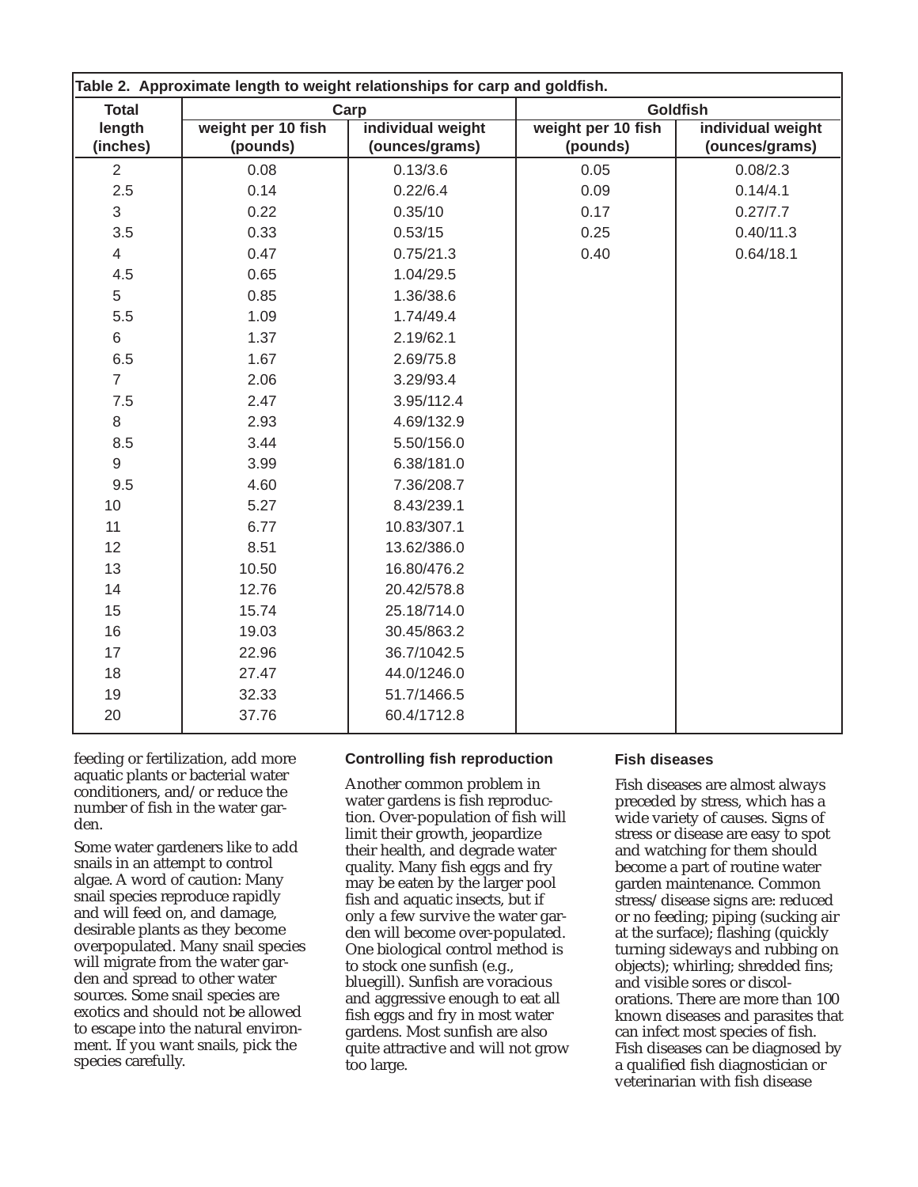**Table 2. Approximate length to weight relationships for carp and goldfish.**

| Total length (inches) | Carp | | Goldfish | |
|---|---|---|---|---|
| | weight per 10 fish (pounds) | individual weight (ounces/grams) | weight per 10 fish (pounds) | individual weight (ounces/grams) |
| 2 | 0.08 | 0.13/3.6 | 0.05 | 0.08/2.3 |
| 2.5 | 0.14 | 0.22/6.4 | 0.09 | 0.14/4.1 |
| 3 | 0.22 | 0.35/10 | 0.17 | 0.27/7.7 |
| 3.5 | 0.33 | 0.53/15 | 0.25 | 0.40/11.3 |
| 4 | 0.47 | 0.75/21.3 | 0.40 | 0.64/18.1 |
| 4.5 | 0.65 | 1.04/29.5 | | |
| 5 | 0.85 | 1.36/38.6 | | |
| 5.5 | 1.09 | 1.74/49.4 | | |
| 6 | 1.37 | 2.19/62.1 | | |
| 6.5 | 1.67 | 2.69/75.8 | | |
| 7 | 2.06 | 3.29/93.4 | | |
| 7.5 | 2.47 | 3.95/112.4 | | |
| 8 | 2.93 | 4.69/132.9 | | |
| 8.5 | 3.44 | 5.50/156.0 | | |
| 9 | 3.99 | 6.38/181.0 | | |
| 9.5 | 4.60 | 7.36/208.7 | | |
| 10 | 5.27 | 8.43/239.1 | | |
| 11 | 6.77 | 10.83/307.1 | | |
| 12 | 8.51 | 13.62/386.0 | | |
| 13 | 10.50 | 16.80/476.2 | | |
| 14 | 12.76 | 20.42/578.8 | | |
| 15 | 15.74 | 25.18/714.0 | | |
| 16 | 19.03 | 30.45/863.2 | | |
| 17 | 22.96 | 36.7/1042.5 | | |
| 18 | 27.47 | 44.0/1246.0 | | |
| 19 | 32.33 | 51.7/1466.5 | | |
| 20 | 37.76 | 60.4/1712.8 | | |

feeding or fertilization, add more aquatic plants or bacterial water conditioners, and/or reduce the number of fish in the water garden.

Some water gardeners like to add snails in an attempt to control algae. A word of caution: Many snail species reproduce rapidly and will feed on, and damage, desirable plants as they become overpopulated. Many snail species will migrate from the water garden and spread to other water sources. Some snail species are exotics and should not be allowed to escape into the natural environment. If you want snails, pick the species carefully.

### Controlling fish reproduction

Another common problem in water gardens is fish reproduction. Over-population of fish will limit their growth, jeopardize their health, and degrade water quality. Many fish eggs and fry may be eaten by the larger pool fish and aquatic insects, but if only a few survive the water garden will become over-populated. One biological control method is to stock one sunfish (e.g., bluegill). Sunfish are voracious and aggressive enough to eat all fish eggs and fry in most water gardens. Most sunfish are also quite attractive and will not grow too large.

### Fish diseases

Fish diseases are almost always preceded by stress, which has a wide variety of causes. Signs of stress or disease are easy to spot and watching for them should become a part of routine water garden maintenance. Common stress/disease signs are: reduced or no feeding; piping (sucking air at the surface); flashing (quickly turning sideways and rubbing on objects); whirling; shredded fins; and visible sores or discolorations. There are more than 100 known diseases and parasites that can infect most species of fish. Fish diseases can be diagnosed by a qualified fish diagnostician or veterinarian with fish disease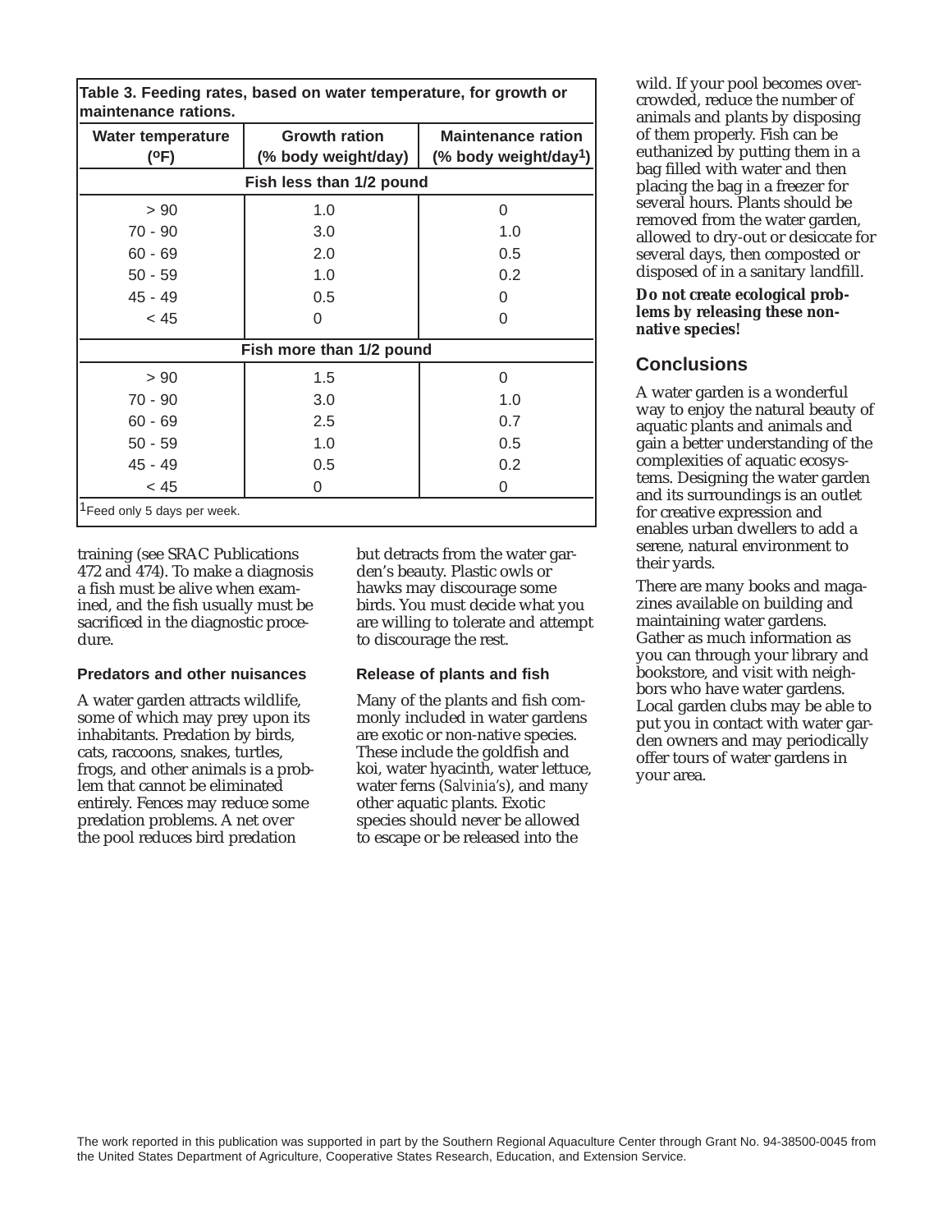**Table 3. Feeding rates, based on water temperature, for growth or maintenance rations.**

| Water temperature (ºF) | Growth ration (% body weight/day) | Maintenance ration (% body weight/day[1]) |
|---|---|---|
| **Fish less than 1/2 pound** | | |
| > 90 | 1.0 | 0 |
| 70 - 90 | 3.0 | 1.0 |
| 60 - 69 | 2.0 | 0.5 |
| 50 - 59 | 1.0 | 0.2 |
| 45 - 49 | 0.5 | 0 |
| < 45 | 0 | 0 |
| **Fish more than 1/2 pound** | | |
| > 90 | 1.5 | 0 |
| 70 - 90 | 3.0 | 1.0 |
| 60 - 69 | 2.5 | 0.7 |
| 50 - 59 | 1.0 | 0.5 |
| 45 - 49 | 0.5 | 0.2 |
| < 45 | 0 | 0 |

[1]Feed only 5 days per week.

training (see SRAC Publications 472 and 474). To make a diagnosis a fish must be alive when examined, and the fish usually must be sacrificed in the diagnostic procedure.

### Predators and other nuisances

A water garden attracts wildlife, some of which may prey upon its inhabitants. Predation by birds, cats, raccoons, snakes, turtles, frogs, and other animals is a problem that cannot be eliminated entirely. Fences may reduce some predation problems. A net over the pool reduces bird predation but detracts from the water garden's beauty. Plastic owls or hawks may discourage some birds. You must decide what you are willing to tolerate and attempt to discourage the rest.

### Release of plants and fish

Many of the plants and fish commonly included in water gardens are exotic or non-native species. These include the goldfish and koi, water hyacinth, water lettuce, water ferns (*Salvinia's*), and many other aquatic plants. Exotic species should never be allowed to escape or be released into the wild. If your pool becomes overcrowded, reduce the number of animals and plants by disposing of them properly. Fish can be euthanized by putting them in a bag filled with water and then placing the bag in a freezer for several hours. Plants should be removed from the water garden, allowed to dry-out or desiccate for several days, then composted or disposed of in a sanitary landfill.

**Do not create ecological problems by releasing these non-native species!**

## Conclusions

A water garden is a wonderful way to enjoy the natural beauty of aquatic plants and animals and gain a better understanding of the complexities of aquatic ecosystems. Designing the water garden and its surroundings is an outlet for creative expression and enables urban dwellers to add a serene, natural environment to their yards.

There are many books and magazines available on building and maintaining water gardens. Gather as much information as you can through your library and bookstore, and visit with neighbors who have water gardens. Local garden clubs may be able to put you in contact with water garden owners and may periodically offer tours of water gardens in your area.

The work reported in this publication was supported in part by the Southern Regional Aquaculture Center through Grant No. 94-38500-0045 from the United States Department of Agriculture, Cooperative States Research, Education, and Extension Service.